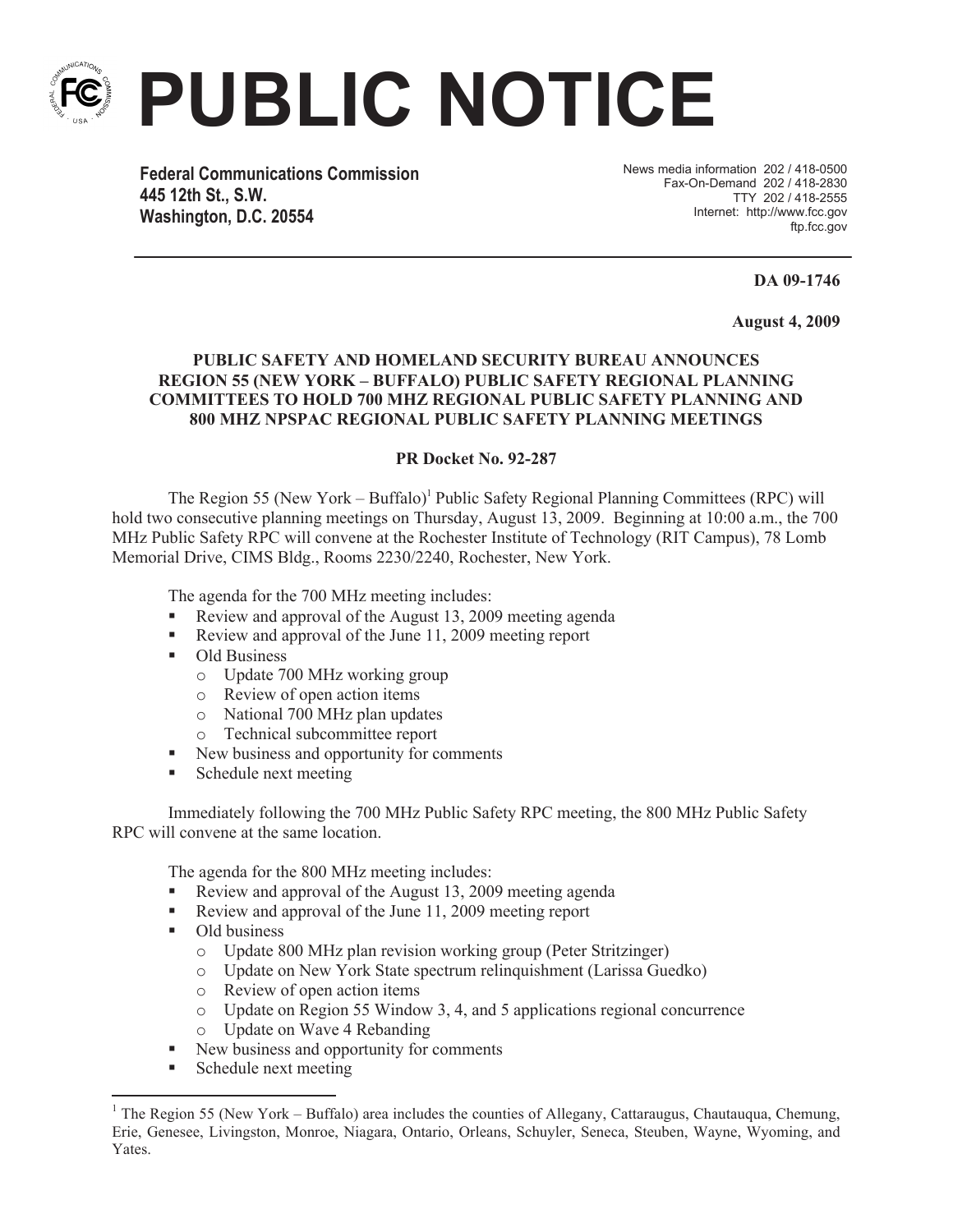# PUBLIC NOTICE

**Federal Communications Commission**
**445 12th St., S.W.**
**Washington, D.C. 20554**

News media information 202 / 418-0500
Fax-On-Demand 202 / 418-2830
TTY 202 / 418-2555
Internet: http://www.fcc.gov
ftp.fcc.gov

**DA 09-1746**

**August 4, 2009**

**PUBLIC SAFETY AND HOMELAND SECURITY BUREAU ANNOUNCES REGION 55 (NEW YORK – BUFFALO) PUBLIC SAFETY REGIONAL PLANNING COMMITTEES TO HOLD 700 MHZ REGIONAL PUBLIC SAFETY PLANNING AND 800 MHZ NPSPAC REGIONAL PUBLIC SAFETY PLANNING MEETINGS**

**PR Docket No. 92-287**

The Region 55 (New York – Buffalo)[1] Public Safety Regional Planning Committees (RPC) will hold two consecutive planning meetings on Thursday, August 13, 2009. Beginning at 10:00 a.m., the 700 MHz Public Safety RPC will convene at the Rochester Institute of Technology (RIT Campus), 78 Lomb Memorial Drive, CIMS Bldg., Rooms 2230/2240, Rochester, New York.

The agenda for the 700 MHz meeting includes:

- Review and approval of the August 13, 2009 meeting agenda
- Review and approval of the June 11, 2009 meeting report
- Old Business
  - Update 700 MHz working group
  - Review of open action items
  - National 700 MHz plan updates
  - Technical subcommittee report
- New business and opportunity for comments
- Schedule next meeting

Immediately following the 700 MHz Public Safety RPC meeting, the 800 MHz Public Safety RPC will convene at the same location.

The agenda for the 800 MHz meeting includes:

- Review and approval of the August 13, 2009 meeting agenda
- Review and approval of the June 11, 2009 meeting report
- Old business
  - Update 800 MHz plan revision working group (Peter Stritzinger)
  - Update on New York State spectrum relinquishment (Larissa Guedko)
  - Review of open action items
  - Update on Region 55 Window 3, 4, and 5 applications regional concurrence
  - Update on Wave 4 Rebanding
- New business and opportunity for comments
- Schedule next meeting

[1] The Region 55 (New York – Buffalo) area includes the counties of Allegany, Cattaraugus, Chautauqua, Chemung, Erie, Genesee, Livingston, Monroe, Niagara, Ontario, Orleans, Schuyler, Seneca, Steuben, Wayne, Wyoming, and Yates.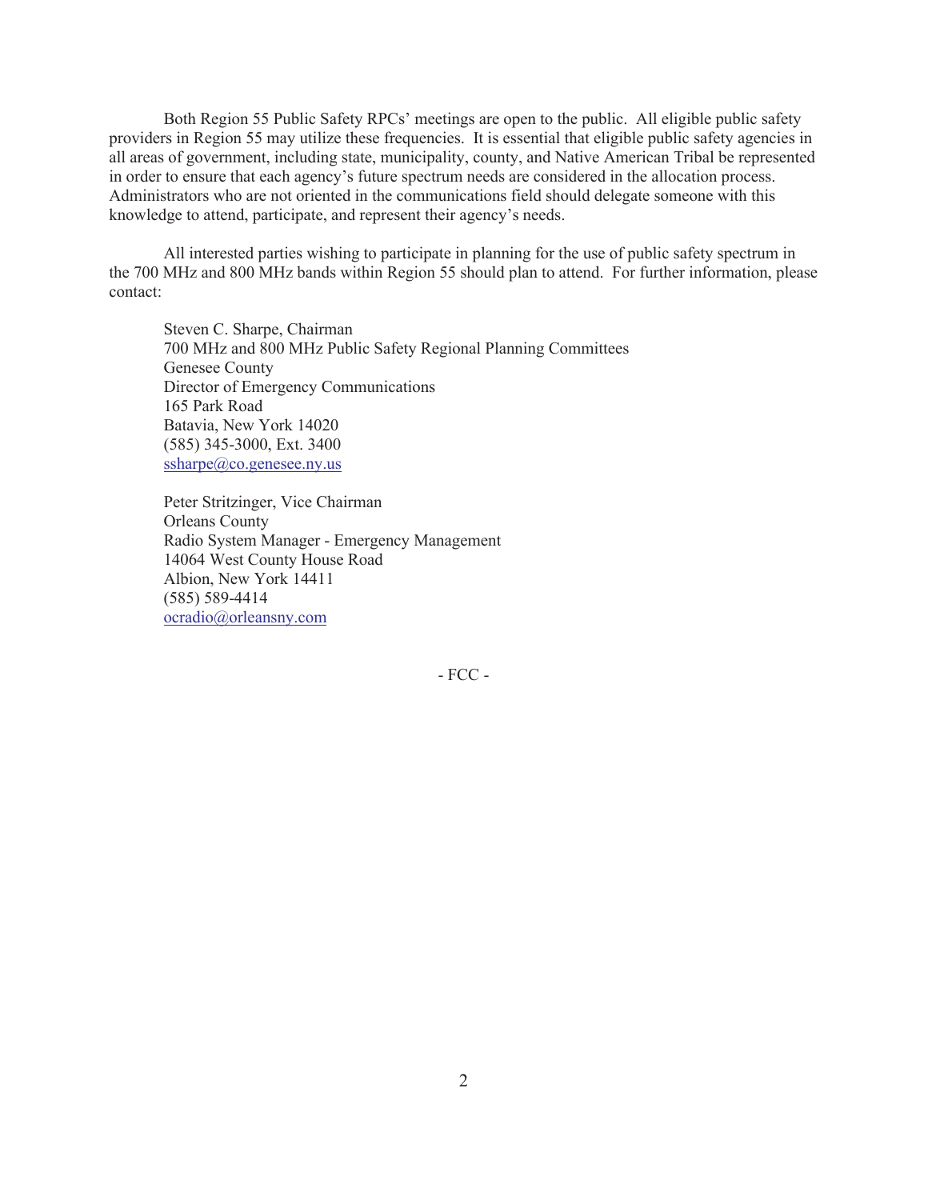Both Region 55 Public Safety RPCs' meetings are open to the public. All eligible public safety providers in Region 55 may utilize these frequencies. It is essential that eligible public safety agencies in all areas of government, including state, municipality, county, and Native American Tribal be represented in order to ensure that each agency's future spectrum needs are considered in the allocation process. Administrators who are not oriented in the communications field should delegate someone with this knowledge to attend, participate, and represent their agency's needs.

All interested parties wishing to participate in planning for the use of public safety spectrum in the 700 MHz and 800 MHz bands within Region 55 should plan to attend. For further information, please contact:

Steven C. Sharpe, Chairman
700 MHz and 800 MHz Public Safety Regional Planning Committees
Genesee County
Director of Emergency Communications
165 Park Road
Batavia, New York 14020
(585) 345-3000, Ext. 3400
ssharpe@co.genesee.ny.us

Peter Stritzinger, Vice Chairman
Orleans County
Radio System Manager - Emergency Management
14064 West County House Road
Albion, New York 14411
(585) 589-4414
ocradio@orleansny.com

- FCC -